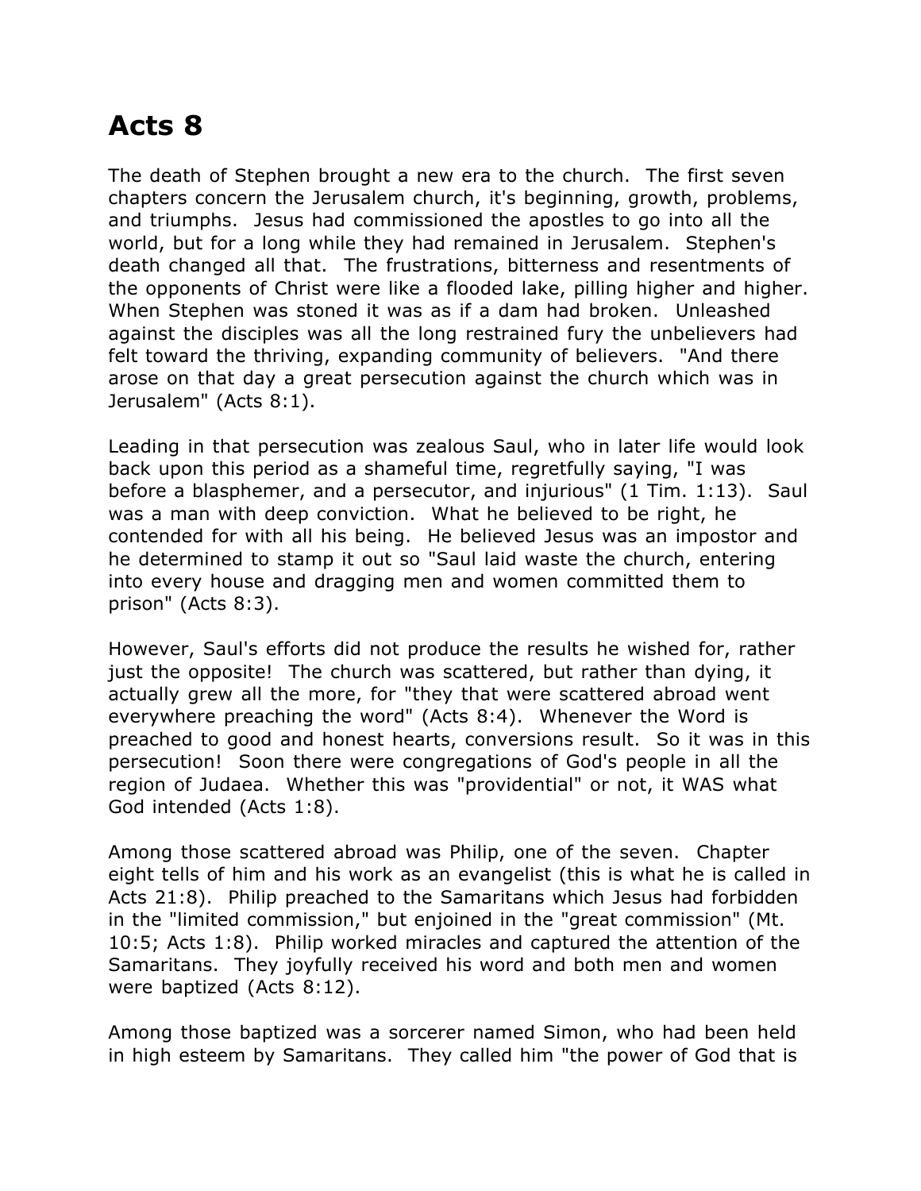# Acts 8

The death of Stephen brought a new era to the church. The first seven chapters concern the Jerusalem church, it's beginning, growth, problems, and triumphs. Jesus had commissioned the apostles to go into all the world, but for a long while they had remained in Jerusalem. Stephen's death changed all that. The frustrations, bitterness and resentments of the opponents of Christ were like a flooded lake, pilling higher and higher. When Stephen was stoned it was as if a dam had broken. Unleashed against the disciples was all the long restrained fury the unbelievers had felt toward the thriving, expanding community of believers. "And there arose on that day a great persecution against the church which was in Jerusalem" (Acts 8:1).

Leading in that persecution was zealous Saul, who in later life would look back upon this period as a shameful time, regretfully saying, "I was before a blasphemer, and a persecutor, and injurious" (1 Tim. 1:13). Saul was a man with deep conviction. What he believed to be right, he contended for with all his being. He believed Jesus was an impostor and he determined to stamp it out so "Saul laid waste the church, entering into every house and dragging men and women committed them to prison" (Acts 8:3).

However, Saul's efforts did not produce the results he wished for, rather just the opposite! The church was scattered, but rather than dying, it actually grew all the more, for "they that were scattered abroad went everywhere preaching the word" (Acts 8:4). Whenever the Word is preached to good and honest hearts, conversions result. So it was in this persecution! Soon there were congregations of God's people in all the region of Judaea. Whether this was "providential" or not, it WAS what God intended (Acts 1:8).

Among those scattered abroad was Philip, one of the seven. Chapter eight tells of him and his work as an evangelist (this is what he is called in Acts 21:8). Philip preached to the Samaritans which Jesus had forbidden in the "limited commission," but enjoined in the "great commission" (Mt. 10:5; Acts 1:8). Philip worked miracles and captured the attention of the Samaritans. They joyfully received his word and both men and women were baptized (Acts 8:12).

Among those baptized was a sorcerer named Simon, who had been held in high esteem by Samaritans. They called him "the power of God that is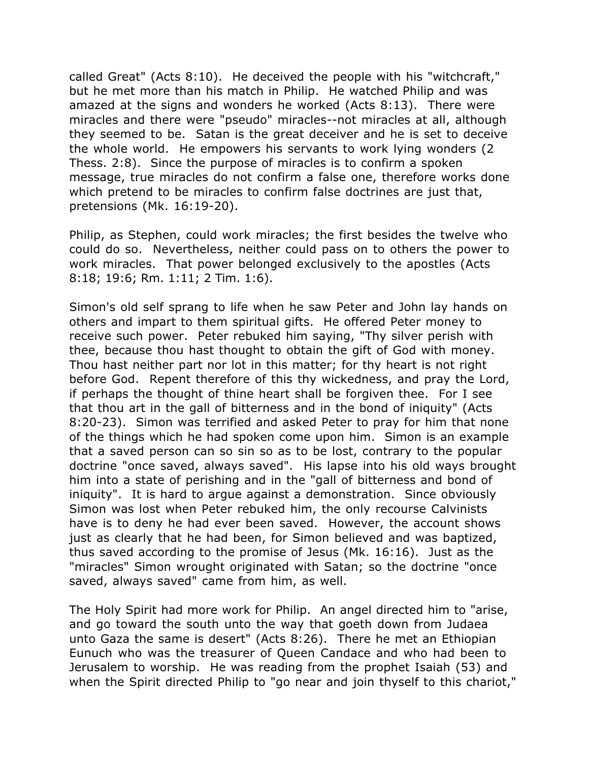called Great" (Acts 8:10). He deceived the people with his "witchcraft," but he met more than his match in Philip. He watched Philip and was amazed at the signs and wonders he worked (Acts 8:13). There were miracles and there were "pseudo" miracles--not miracles at all, although they seemed to be. Satan is the great deceiver and he is set to deceive the whole world. He empowers his servants to work lying wonders (2 Thess. 2:8). Since the purpose of miracles is to confirm a spoken message, true miracles do not confirm a false one, therefore works done which pretend to be miracles to confirm false doctrines are just that, pretensions (Mk. 16:19-20).

Philip, as Stephen, could work miracles; the first besides the twelve who could do so. Nevertheless, neither could pass on to others the power to work miracles. That power belonged exclusively to the apostles (Acts 8:18; 19:6; Rm. 1:11; 2 Tim. 1:6).

Simon's old self sprang to life when he saw Peter and John lay hands on others and impart to them spiritual gifts. He offered Peter money to receive such power. Peter rebuked him saying, "Thy silver perish with thee, because thou hast thought to obtain the gift of God with money. Thou hast neither part nor lot in this matter; for thy heart is not right before God. Repent therefore of this thy wickedness, and pray the Lord, if perhaps the thought of thine heart shall be forgiven thee. For I see that thou art in the gall of bitterness and in the bond of iniquity" (Acts 8:20-23). Simon was terrified and asked Peter to pray for him that none of the things which he had spoken come upon him. Simon is an example that a saved person can so sin so as to be lost, contrary to the popular doctrine "once saved, always saved". His lapse into his old ways brought him into a state of perishing and in the "gall of bitterness and bond of iniquity". It is hard to argue against a demonstration. Since obviously Simon was lost when Peter rebuked him, the only recourse Calvinists have is to deny he had ever been saved. However, the account shows just as clearly that he had been, for Simon believed and was baptized, thus saved according to the promise of Jesus (Mk. 16:16). Just as the "miracles" Simon wrought originated with Satan; so the doctrine "once saved, always saved" came from him, as well.

The Holy Spirit had more work for Philip. An angel directed him to "arise, and go toward the south unto the way that goeth down from Judaea unto Gaza the same is desert" (Acts 8:26). There he met an Ethiopian Eunuch who was the treasurer of Queen Candace and who had been to Jerusalem to worship. He was reading from the prophet Isaiah (53) and when the Spirit directed Philip to "go near and join thyself to this chariot,"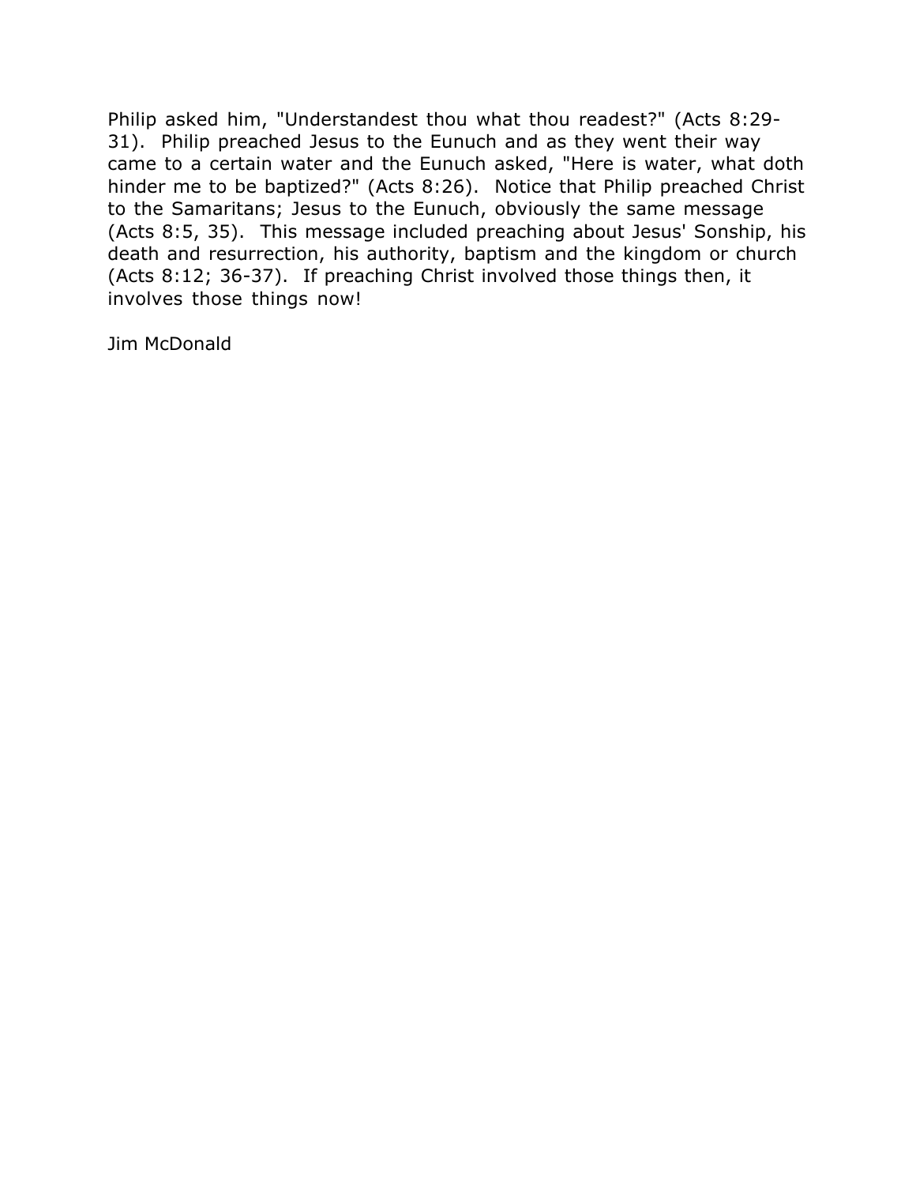Philip asked him, "Understandest thou what thou readest?" (Acts 8:29-31). Philip preached Jesus to the Eunuch and as they went their way came to a certain water and the Eunuch asked, "Here is water, what doth hinder me to be baptized?" (Acts 8:26). Notice that Philip preached Christ to the Samaritans; Jesus to the Eunuch, obviously the same message (Acts 8:5, 35). This message included preaching about Jesus' Sonship, his death and resurrection, his authority, baptism and the kingdom or church (Acts 8:12; 36-37). If preaching Christ involved those things then, it involves those things now!

Jim McDonald